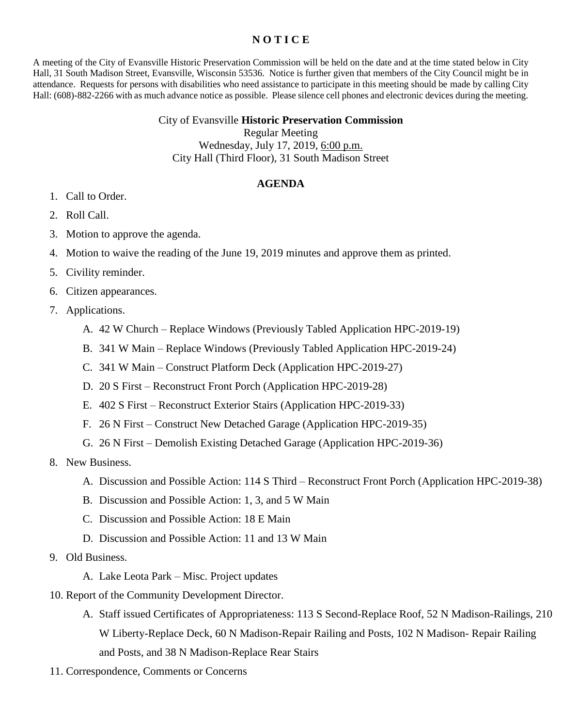# N O T I C E

A meeting of the City of Evansville Historic Preservation Commission will be held on the date and at the time stated below in City Hall, 31 South Madison Street, Evansville, Wisconsin 53536. Notice is further given that members of the City Council might be in attendance. Requests for persons with disabilities who need assistance to participate in this meeting should be made by calling City Hall: (608)-882-2266 with as much advance notice as possible. Please silence cell phones and electronic devices during the meeting.

City of Evansville **Historic Preservation Commission**
Regular Meeting
Wednesday, July 17, 2019, 6:00 p.m.
City Hall (Third Floor), 31 South Madison Street

## AGENDA

1. Call to Order.
2. Roll Call.
3. Motion to approve the agenda.
4. Motion to waive the reading of the June 19, 2019 minutes and approve them as printed.
5. Civility reminder.
6. Citizen appearances.
7. Applications.
   A. 42 W Church – Replace Windows (Previously Tabled Application HPC-2019-19)
   B. 341 W Main – Replace Windows (Previously Tabled Application HPC-2019-24)
   C. 341 W Main – Construct Platform Deck (Application HPC-2019-27)
   D. 20 S First – Reconstruct Front Porch (Application HPC-2019-28)
   E. 402 S First – Reconstruct Exterior Stairs (Application HPC-2019-33)
   F. 26 N First – Construct New Detached Garage (Application HPC-2019-35)
   G. 26 N First – Demolish Existing Detached Garage (Application HPC-2019-36)
8. New Business.
   A. Discussion and Possible Action: 114 S Third – Reconstruct Front Porch (Application HPC-2019-38)
   B. Discussion and Possible Action: 1, 3, and 5 W Main
   C. Discussion and Possible Action: 18 E Main
   D. Discussion and Possible Action: 11 and 13 W Main
9. Old Business.
   A. Lake Leota Park – Misc. Project updates
10. Report of the Community Development Director.
    A. Staff issued Certificates of Appropriateness: 113 S Second-Replace Roof, 52 N Madison-Railings, 210 W Liberty-Replace Deck, 60 N Madison-Repair Railing and Posts, 102 N Madison- Repair Railing and Posts, and 38 N Madison-Replace Rear Stairs
11. Correspondence, Comments or Concerns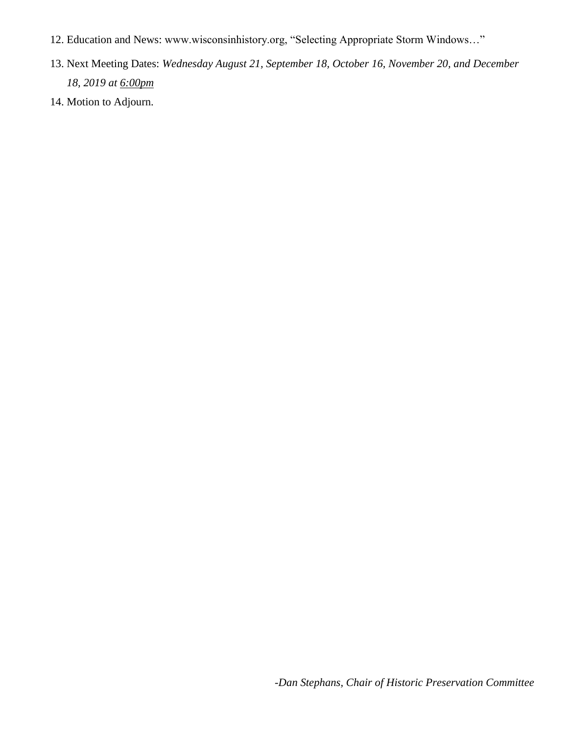12. Education and News: www.wisconsinhistory.org, "Selecting Appropriate Storm Windows…"
13. Next Meeting Dates: *Wednesday August 21, September 18, October 16, November 20, and December 18, 2019 at <u>6:00pm</u>*
14. Motion to Adjourn.

*-Dan Stephans, Chair of Historic Preservation Committee*